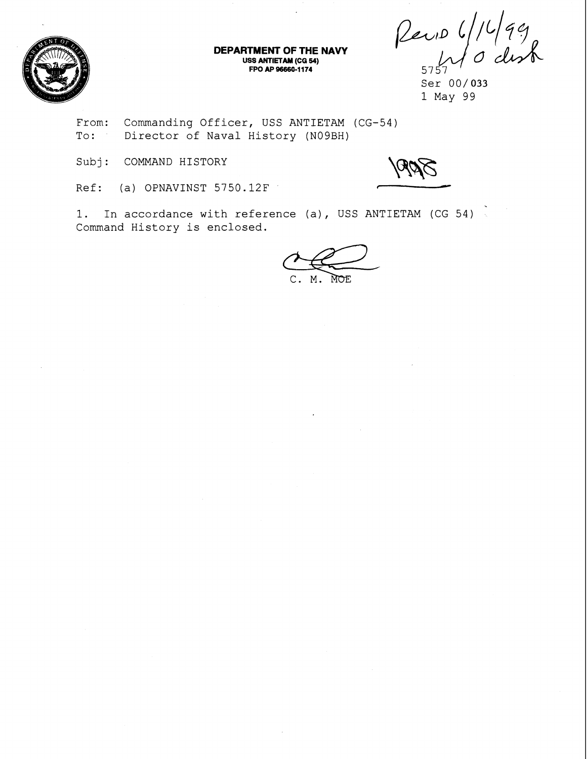**DEPARTMENT OF THE NAVY**
**USS ANTIETAM (CG 54)**
**FPO AP 96660-1174**

Recvd 6/16/99
w/ 0 disk

5757
Ser 00/033
1 May 99

From: Commanding Officer, USS ANTIETAM (CG-54)
To: Director of Naval History (N09BH)

Subj: COMMAND HISTORY

1998

Ref: (a) OPNAVINST 5750.12F

1. In accordance with reference (a), USS ANTIETAM (CG 54) Command History is enclosed.

C. M. MOE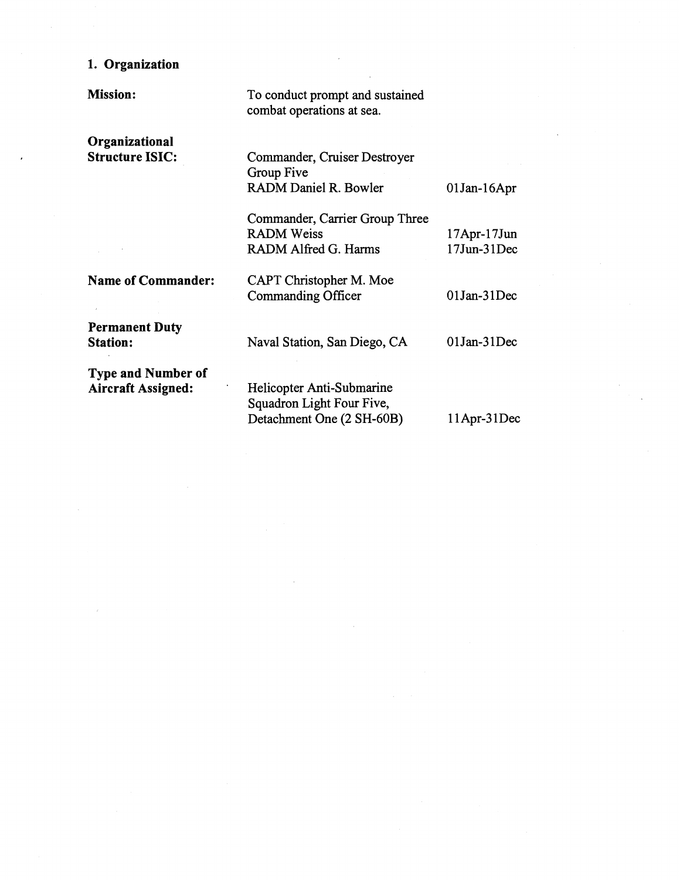## 1. Organization

| | | |
|---|---|---|
| **Mission:** | To conduct prompt and sustained combat operations at sea. | |
| **Organizational Structure ISIC:** | Commander, Cruiser Destroyer Group Five | |
| | RADM Daniel R. Bowler | 01Jan-16Apr |
| | Commander, Carrier Group Three | |
| | RADM Weiss | 17Apr-17Jun |
| | RADM Alfred G. Harms | 17Jun-31Dec |
| **Name of Commander:** | CAPT Christopher M. Moe | |
| | Commanding Officer | 01Jan-31Dec |
| **Permanent Duty Station:** | Naval Station, San Diego, CA | 01Jan-31Dec |
| **Type and Number of Aircraft Assigned:** | Helicopter Anti-Submarine Squadron Light Four Five, Detachment One (2 SH-60B) | 11Apr-31Dec |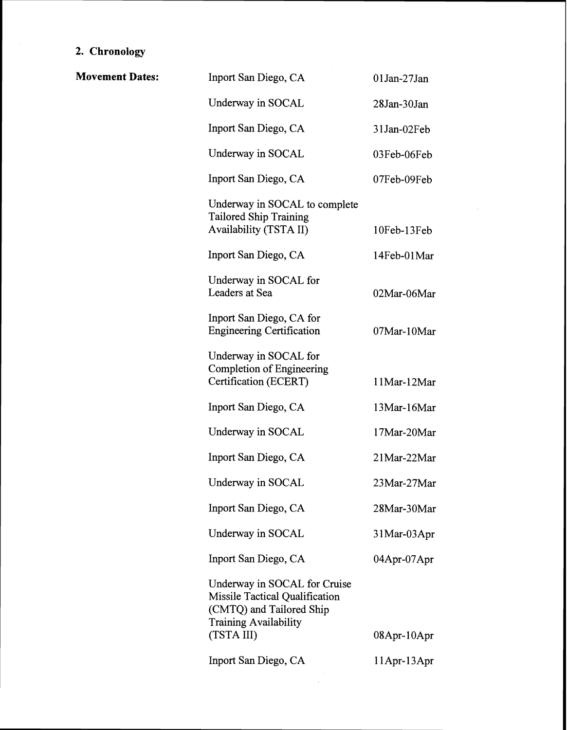## 2. Chronology

| **Movement Dates:** | | |
|---|---|---|
| | Inport San Diego, CA | 01Jan-27Jan |
| | Underway in SOCAL | 28Jan-30Jan |
| | Inport San Diego, CA | 31Jan-02Feb |
| | Underway in SOCAL | 03Feb-06Feb |
| | Inport San Diego, CA | 07Feb-09Feb |
| | Underway in SOCAL to complete Tailored Ship Training Availability (TSTA II) | 10Feb-13Feb |
| | Inport San Diego, CA | 14Feb-01Mar |
| | Underway in SOCAL for Leaders at Sea | 02Mar-06Mar |
| | Inport San Diego, CA for Engineering Certification | 07Mar-10Mar |
| | Underway in SOCAL for Completion of Engineering Certification (ECERT) | 11Mar-12Mar |
| | Inport San Diego, CA | 13Mar-16Mar |
| | Underway in SOCAL | 17Mar-20Mar |
| | Inport San Diego, CA | 21Mar-22Mar |
| | Underway in SOCAL | 23Mar-27Mar |
| | Inport San Diego, CA | 28Mar-30Mar |
| | Underway in SOCAL | 31Mar-03Apr |
| | Inport San Diego, CA | 04Apr-07Apr |
| | Underway in SOCAL for Cruise Missile Tactical Qualification (CMTQ) and Tailored Ship Training Availability (TSTA III) | 08Apr-10Apr |
| | Inport San Diego, CA | 11Apr-13Apr |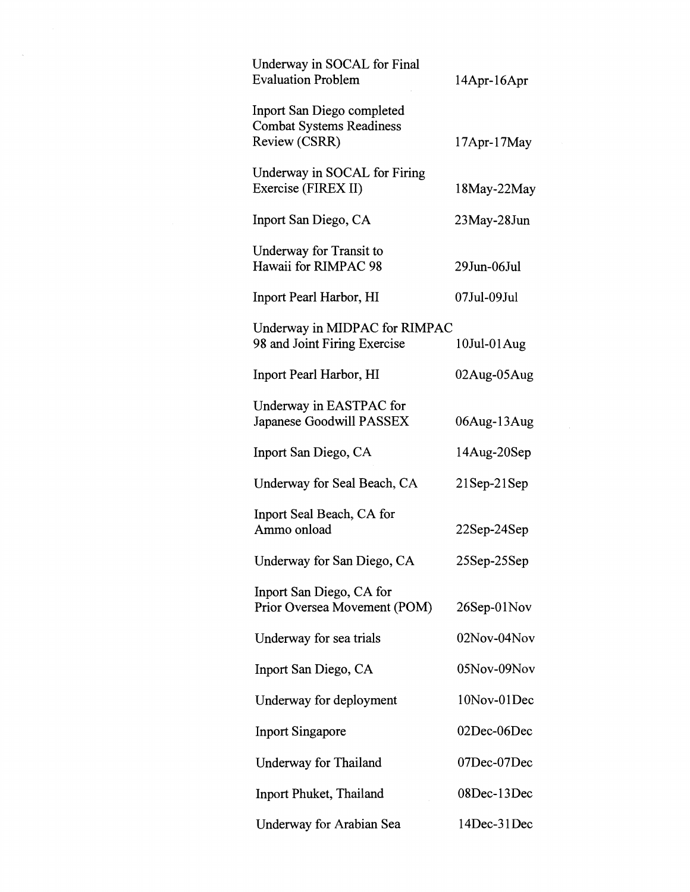| | |
|---|---|
| Underway in SOCAL for Final Evaluation Problem | 14Apr-16Apr |
| Inport San Diego completed Combat Systems Readiness Review (CSRR) | 17Apr-17May |
| Underway in SOCAL for Firing Exercise (FIREX II) | 18May-22May |
| Inport San Diego, CA | 23May-28Jun |
| Underway for Transit to Hawaii for RIMPAC 98 | 29Jun-06Jul |
| Inport Pearl Harbor, HI | 07Jul-09Jul |
| Underway in MIDPAC for RIMPAC 98 and Joint Firing Exercise | 10Jul-01Aug |
| Inport Pearl Harbor, HI | 02Aug-05Aug |
| Underway in EASTPAC for Japanese Goodwill PASSEX | 06Aug-13Aug |
| Inport San Diego, CA | 14Aug-20Sep |
| Underway for Seal Beach, CA | 21Sep-21Sep |
| Inport Seal Beach, CA for Ammo onload | 22Sep-24Sep |
| Underway for San Diego, CA | 25Sep-25Sep |
| Inport San Diego, CA for Prior Oversea Movement (POM) | 26Sep-01Nov |
| Underway for sea trials | 02Nov-04Nov |
| Inport San Diego, CA | 05Nov-09Nov |
| Underway for deployment | 10Nov-01Dec |
| Inport Singapore | 02Dec-06Dec |
| Underway for Thailand | 07Dec-07Dec |
| Inport Phuket, Thailand | 08Dec-13Dec |
| Underway for Arabian Sea | 14Dec-31Dec |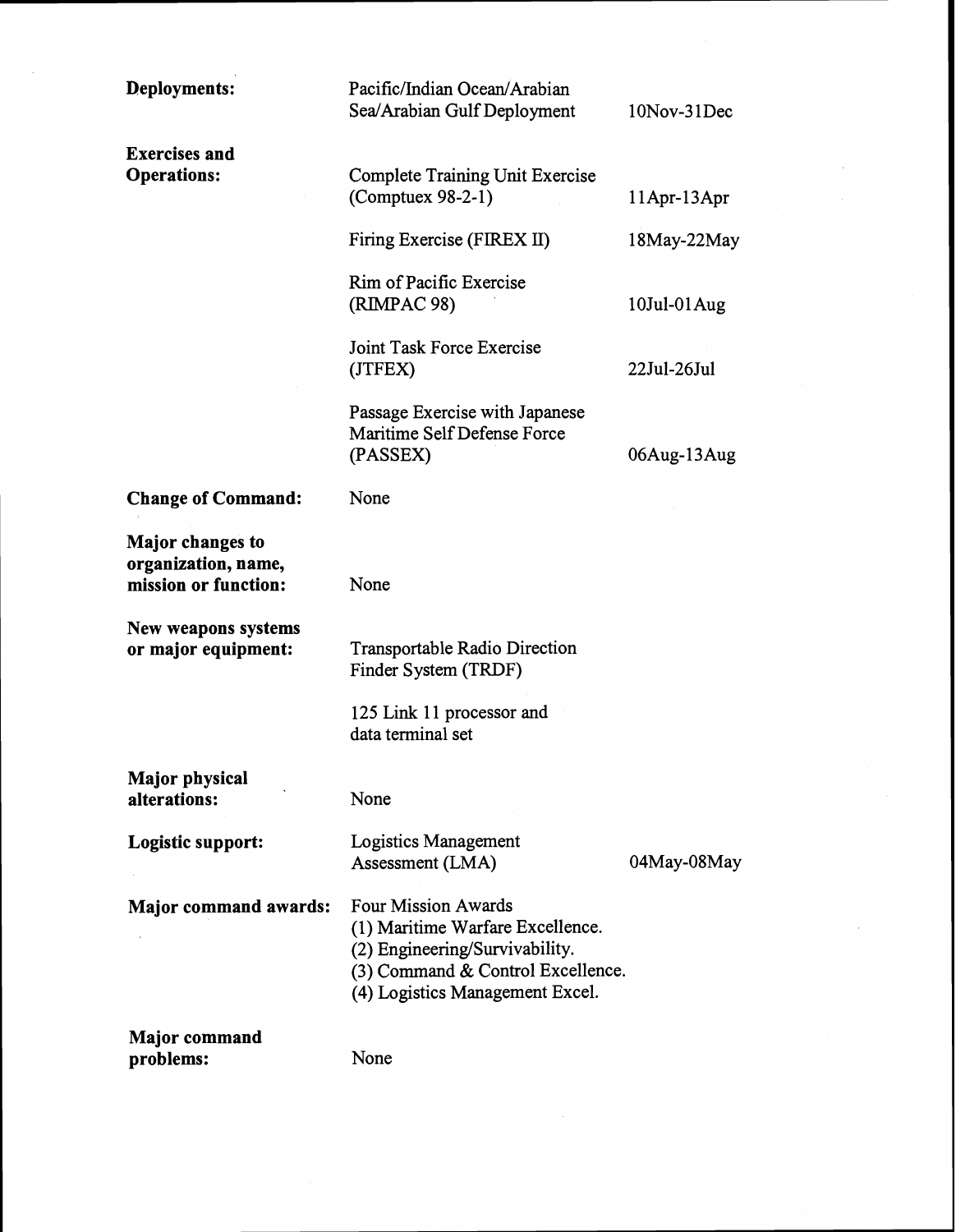| | | |
|---|---|---|
| **Deployments:** | Pacific/Indian Ocean/Arabian Sea/Arabian Gulf Deployment | 10Nov-31Dec |
| **Exercises and Operations:** | Complete Training Unit Exercise (Comptuex 98-2-1) | 11Apr-13Apr |
| | Firing Exercise (FIREX II) | 18May-22May |
| | Rim of Pacific Exercise (RIMPAC 98) | 10Jul-01Aug |
| | Joint Task Force Exercise (JTFEX) | 22Jul-26Jul |
| | Passage Exercise with Japanese Maritime Self Defense Force (PASSEX) | 06Aug-13Aug |
| **Change of Command:** | None | |
| **Major changes to organization, name, mission or function:** | None | |
| **New weapons systems or major equipment:** | Transportable Radio Direction Finder System (TRDF) | |
| | 125 Link 11 processor and data terminal set | |
| **Major physical alterations:** | None | |
| **Logistic support:** | Logistics Management Assessment (LMA) | 04May-08May |
| **Major command awards:** | Four Mission Awards<br>(1) Maritime Warfare Excellence.<br>(2) Engineering/Survivability.<br>(3) Command & Control Excellence.<br>(4) Logistics Management Excel. | |
| **Major command problems:** | None | |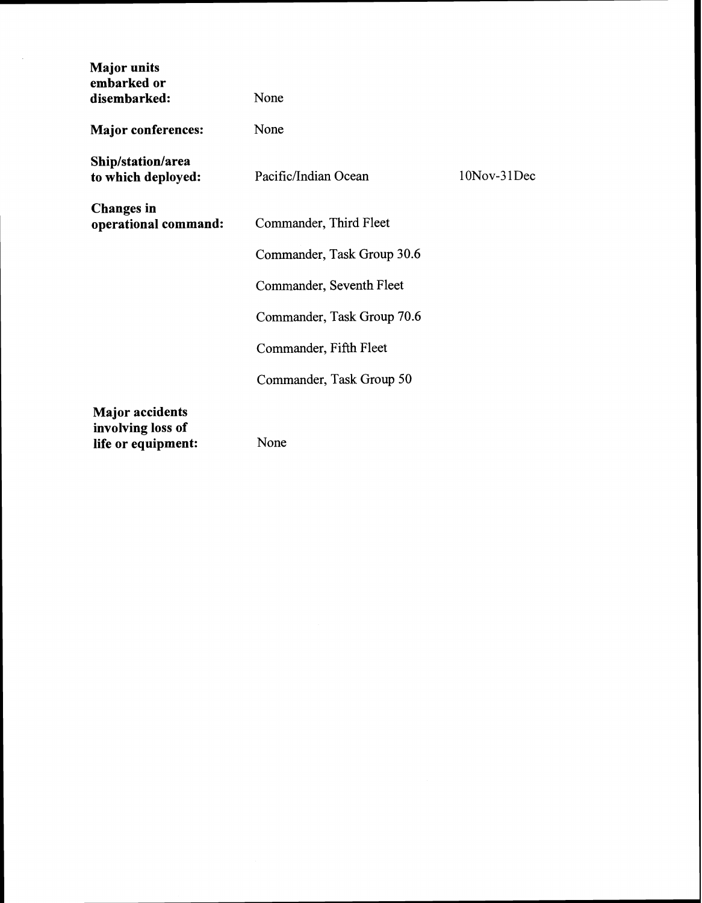**Major units embarked or disembarked:** None

**Major conferences:** None

**Ship/station/area to which deployed:** Pacific/Indian Ocean 10Nov-31Dec

**Changes in operational command:**

Commander, Third Fleet

Commander, Task Group 30.6

Commander, Seventh Fleet

Commander, Task Group 70.6

Commander, Fifth Fleet

Commander, Task Group 50

**Major accidents involving loss of life or equipment:** None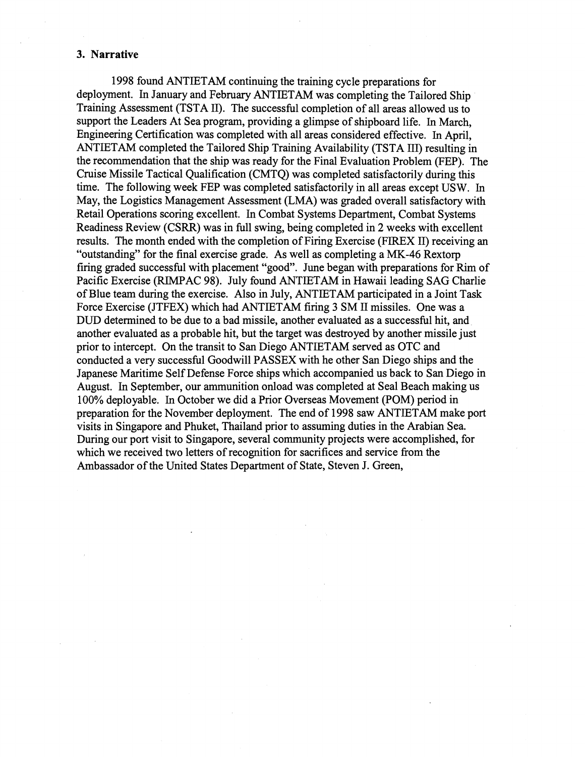### 3. Narrative

1998 found ANTIETAM continuing the training cycle preparations for deployment. In January and February ANTIETAM was completing the Tailored Ship Training Assessment (TSTA II). The successful completion of all areas allowed us to support the Leaders At Sea program, providing a glimpse of shipboard life. In March, Engineering Certification was completed with all areas considered effective. In April, ANTIETAM completed the Tailored Ship Training Availability (TSTA III) resulting in the recommendation that the ship was ready for the Final Evaluation Problem (FEP). The Cruise Missile Tactical Qualification (CMTQ) was completed satisfactorily during this time. The following week FEP was completed satisfactorily in all areas except USW. In May, the Logistics Management Assessment (LMA) was graded overall satisfactory with Retail Operations scoring excellent. In Combat Systems Department, Combat Systems Readiness Review (CSRR) was in full swing, being completed in 2 weeks with excellent results. The month ended with the completion of Firing Exercise (FIREX II) receiving an "outstanding" for the final exercise grade. As well as completing a MK-46 Rextorp firing graded successful with placement "good". June began with preparations for Rim of Pacific Exercise (RIMPAC 98). July found ANTIETAM in Hawaii leading SAG Charlie of Blue team during the exercise. Also in July, ANTIETAM participated in a Joint Task Force Exercise (JTFEX) which had ANTIETAM firing 3 SM II missiles. One was a DUD determined to be due to a bad missile, another evaluated as a successful hit, and another evaluated as a probable hit, but the target was destroyed by another missile just prior to intercept. On the transit to San Diego ANTIETAM served as OTC and conducted a very successful Goodwill PASSEX with he other San Diego ships and the Japanese Maritime Self Defense Force ships which accompanied us back to San Diego in August. In September, our ammunition onload was completed at Seal Beach making us 100% deployable. In October we did a Prior Overseas Movement (POM) period in preparation for the November deployment. The end of 1998 saw ANTIETAM make port visits in Singapore and Phuket, Thailand prior to assuming duties in the Arabian Sea. During our port visit to Singapore, several community projects were accomplished, for which we received two letters of recognition for sacrifices and service from the Ambassador of the United States Department of State, Steven J. Green,